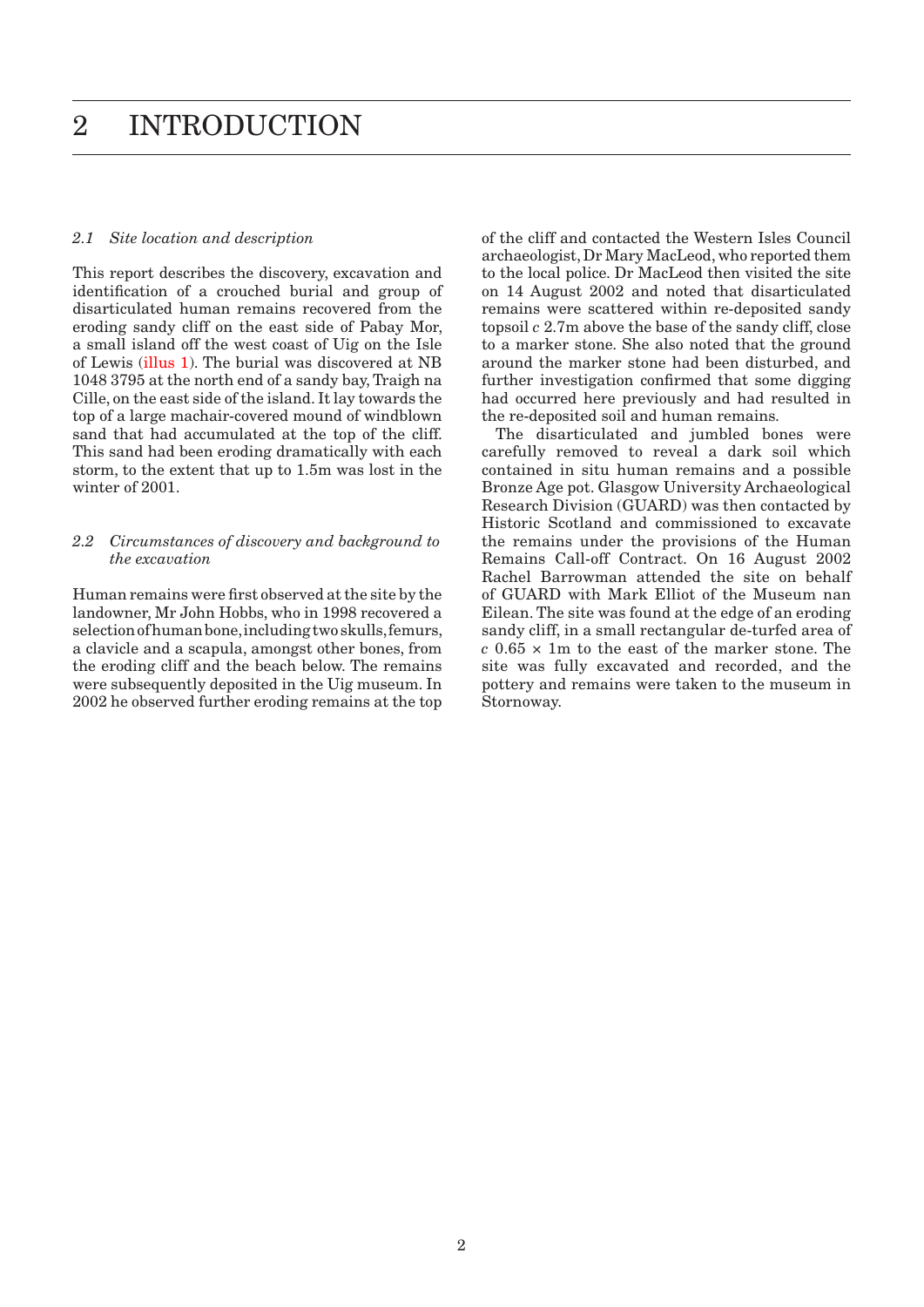# 2 INTRODUCTION

### *2.1 Site location and description*

This report describes the discovery, excavation and identification of a crouched burial and group of disarticulated human remains recovered from the eroding sandy cliff on the east side of Pabay Mor, a small island off the west coast of Uig on the Isle of Lewis (illus 1). The burial was discovered at NB 1048 3795 at the north end of a sandy bay, Traigh na Cille, on the east side of the island. It lay towards the top of a large machair-covered mound of windblown sand that had accumulated at the top of the cliff. This sand had been eroding dramatically with each storm, to the extent that up to 1.5m was lost in the winter of 2001.

### *2.2 Circumstances of discovery and background to the excavation*

Human remains were first observed at the site by the landowner, Mr John Hobbs, who in 1998 recovered a selection of human bone, including two skulls, femurs, a clavicle and a scapula, amongst other bones, from the eroding cliff and the beach below. The remains were subsequently deposited in the Uig museum. In 2002 he observed further eroding remains at the top of the cliff and contacted the Western Isles Council archaeologist, Dr Mary MacLeod, who reported them to the local police. Dr MacLeod then visited the site on 14 August 2002 and noted that disarticulated remains were scattered within re-deposited sandy topsoil *c* 2.7m above the base of the sandy cliff, close to a marker stone. She also noted that the ground around the marker stone had been disturbed, and further investigation confirmed that some digging had occurred here previously and had resulted in the re-deposited soil and human remains.

The disarticulated and jumbled bones were carefully removed to reveal a dark soil which contained in situ human remains and a possible Bronze Age pot. Glasgow University Archaeological Research Division (GUARD) was then contacted by Historic Scotland and commissioned to excavate the remains under the provisions of the Human Remains Call-off Contract. On 16 August 2002 Rachel Barrowman attended the site on behalf of GUARD with Mark Elliot of the Museum nan Eilean. The site was found at the edge of an eroding sandy cliff, in a small rectangular de-turfed area of *c* 0.65 × 1m to the east of the marker stone. The site was fully excavated and recorded, and the pottery and remains were taken to the museum in Stornoway.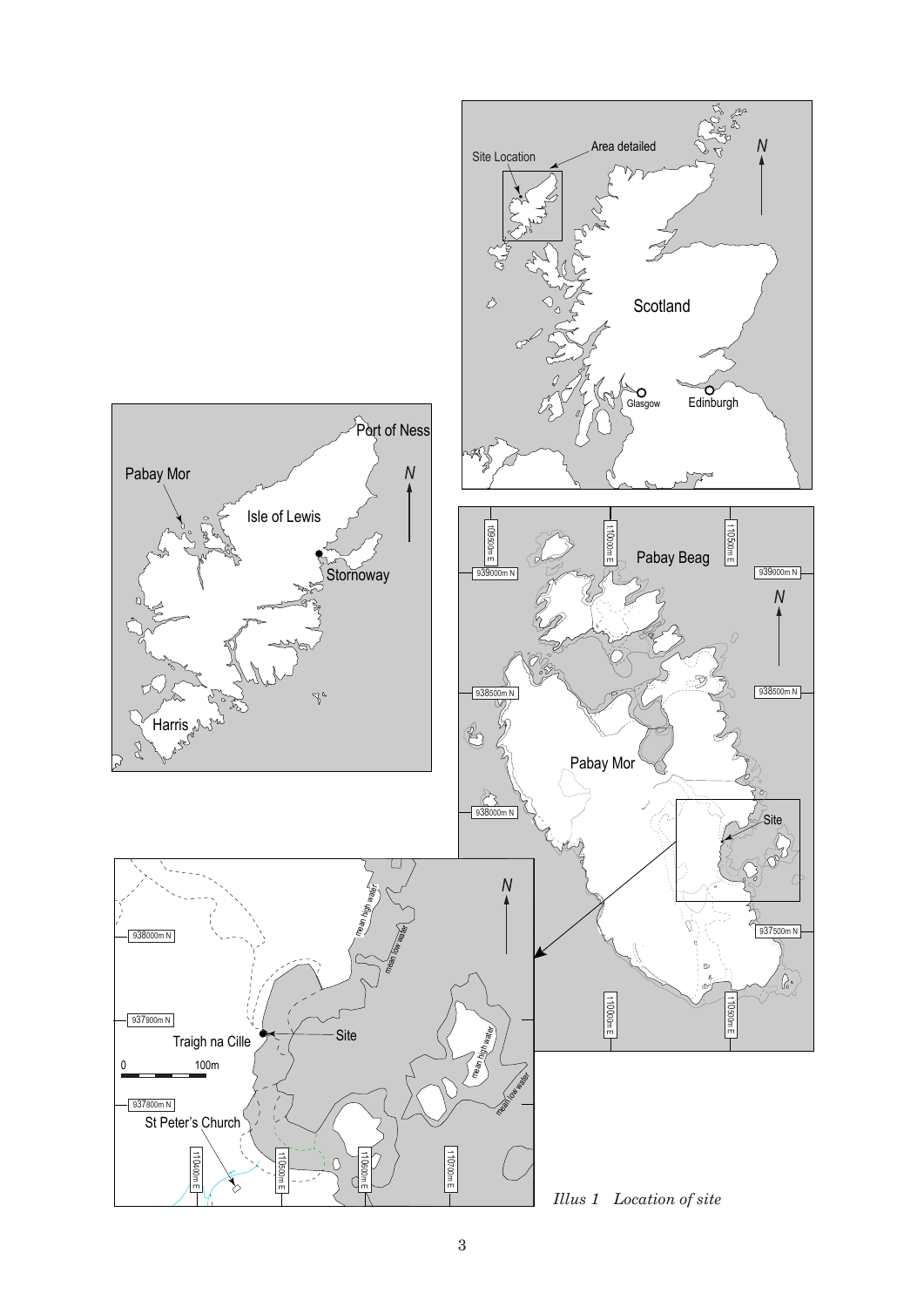Scotland

Site Location

Area detailed

N

Glasgow

Edinburgh

Pabay Mor

Port of Ness

Isle of Lewis

N

Stornoway

Harris

109500m E

110000m E

110500m E

Pabay Beag

939000m N

939000m N

N

938500m N

938500m N

Pabay Mor

938000m N

Site

937500m N

110000m E

110500m E

N

mean high water

mean low water

938000m N

937900m N

Traigh na Cille

Site

0

100m

mean high water

mean low water

937800m N

St Peter's Church

110400m E

110500m E

110600m E

110700m E

*Illus 1 Location of site*